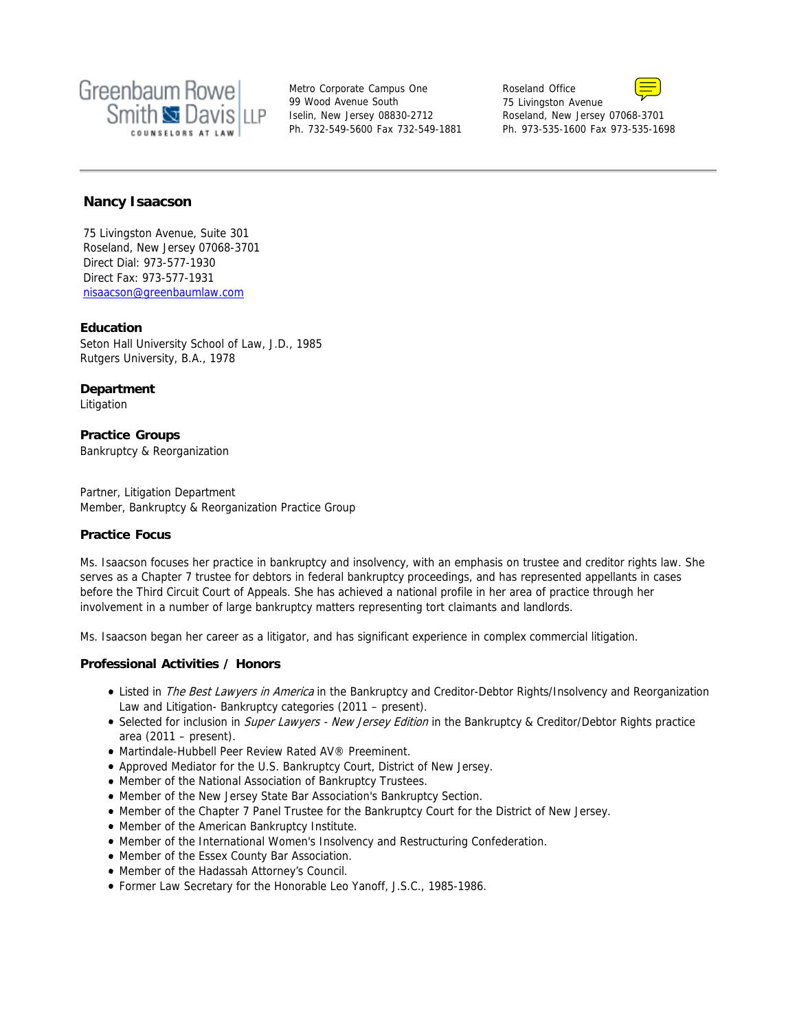Greenbaum Rowe Smith Davis LLP
COUNSELORS AT LAW

Metro Corporate Campus One
99 Wood Avenue South
Iselin, New Jersey 08830-2712
Ph. 732-549-5600 Fax 732-549-1881

Roseland Office
75 Livingston Avenue
Roseland, New Jersey 07068-3701
Ph. 973-535-1600 Fax 973-535-1698

---

## Nancy Isaacson

75 Livingston Avenue, Suite 301
Roseland, New Jersey 07068-3701
Direct Dial: 973-577-1930
Direct Fax: 973-577-1931
nisaacson@greenbaumlaw.com

**Education**
Seton Hall University School of Law, J.D., 1985
Rutgers University, B.A., 1978

**Department**
Litigation

**Practice Groups**
Bankruptcy & Reorganization

Partner, Litigation Department
Member, Bankruptcy & Reorganization Practice Group

### Practice Focus

Ms. Isaacson focuses her practice in bankruptcy and insolvency, with an emphasis on trustee and creditor rights law. She serves as a Chapter 7 trustee for debtors in federal bankruptcy proceedings, and has represented appellants in cases before the Third Circuit Court of Appeals. She has achieved a national profile in her area of practice through her involvement in a number of large bankruptcy matters representing tort claimants and landlords.

Ms. Isaacson began her career as a litigator, and has significant experience in complex commercial litigation.

### Professional Activities / Honors

- Listed in *The Best Lawyers in America* in the Bankruptcy and Creditor-Debtor Rights/Insolvency and Reorganization Law and Litigation- Bankruptcy categories (2011 – present).
- Selected for inclusion in *Super Lawyers - New Jersey Edition* in the Bankruptcy & Creditor/Debtor Rights practice area (2011 – present).
- Martindale-Hubbell Peer Review Rated AV® Preeminent.
- Approved Mediator for the U.S. Bankruptcy Court, District of New Jersey.
- Member of the National Association of Bankruptcy Trustees.
- Member of the New Jersey State Bar Association's Bankruptcy Section.
- Member of the Chapter 7 Panel Trustee for the Bankruptcy Court for the District of New Jersey.
- Member of the American Bankruptcy Institute.
- Member of the International Women's Insolvency and Restructuring Confederation.
- Member of the Essex County Bar Association.
- Member of the Hadassah Attorney's Council.
- Former Law Secretary for the Honorable Leo Yanoff, J.S.C., 1985-1986.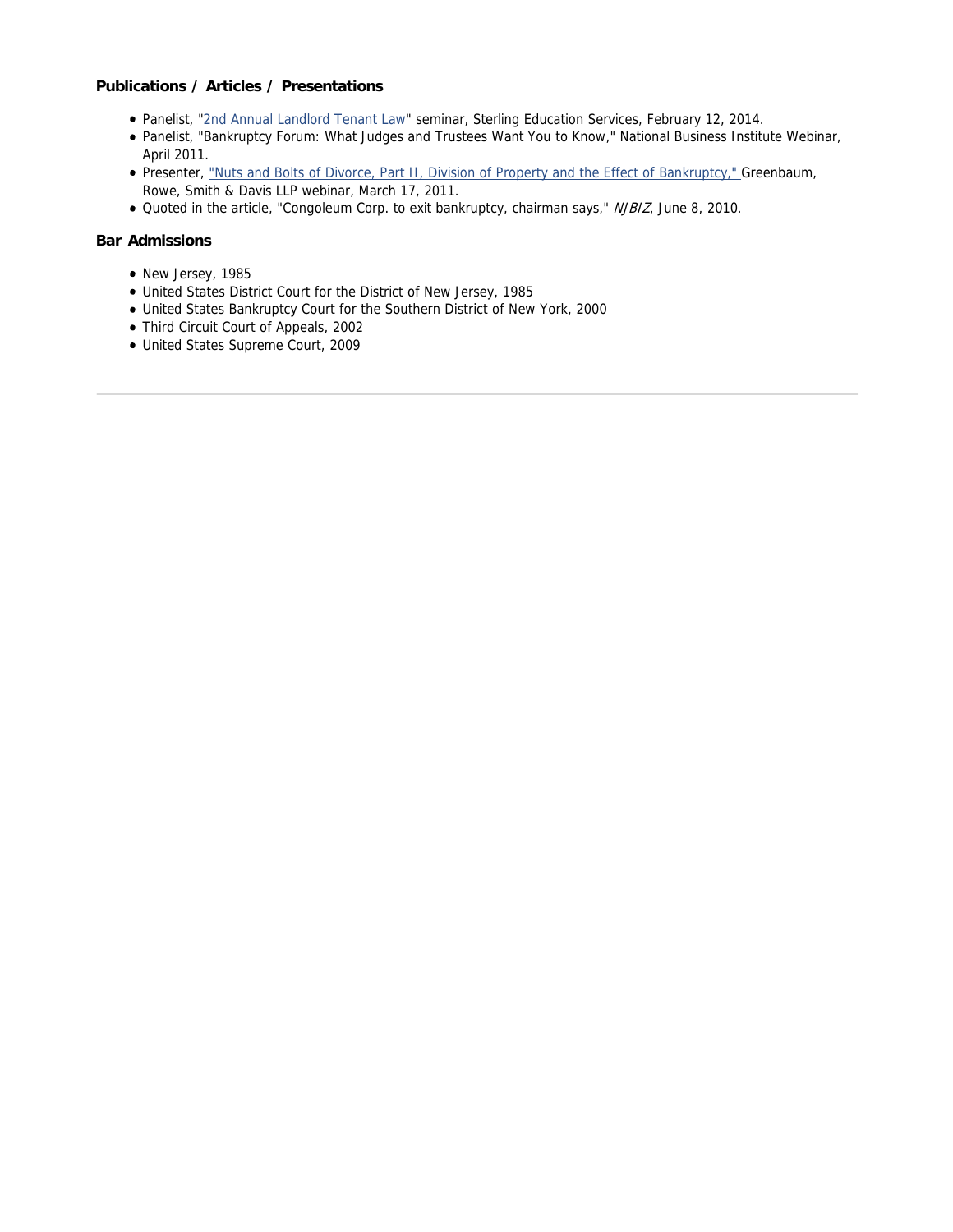### Publications / Articles / Presentations

- Panelist, "2nd Annual Landlord Tenant Law" seminar, Sterling Education Services, February 12, 2014.
- Panelist, "Bankruptcy Forum: What Judges and Trustees Want You to Know," National Business Institute Webinar, April 2011.
- Presenter, "Nuts and Bolts of Divorce, Part II, Division of Property and the Effect of Bankruptcy," Greenbaum, Rowe, Smith & Davis LLP webinar, March 17, 2011.
- Quoted in the article, "Congoleum Corp. to exit bankruptcy, chairman says," *NJBIZ*, June 8, 2010.

### Bar Admissions

- New Jersey, 1985
- United States District Court for the District of New Jersey, 1985
- United States Bankruptcy Court for the Southern District of New York, 2000
- Third Circuit Court of Appeals, 2002
- United States Supreme Court, 2009

---